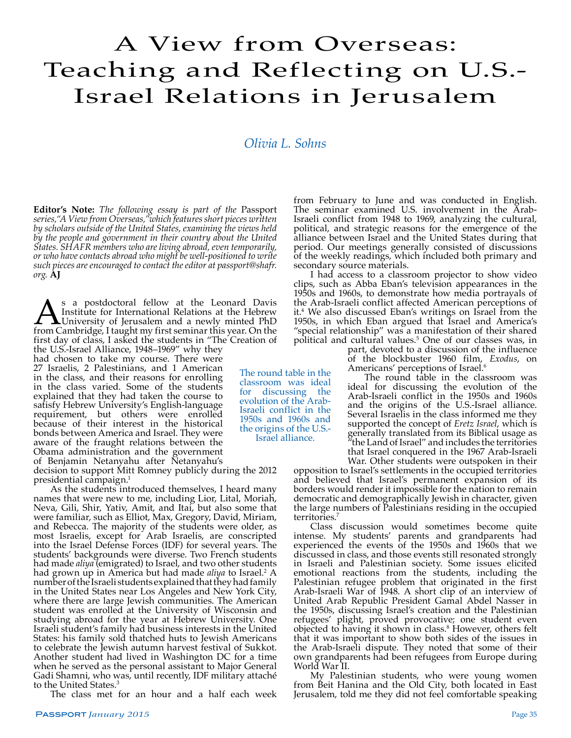# A View from Overseas: Teaching and Reflecting on U.S.-Israel Relations in Jerusalem

*Olivia L. Sohns*

**Editor's Note:** *The following essay is part of the* Passport *series, "A View from Overseas," which features short pieces written by scholars outside of the United States, examining the views held by the people and government in their country about the United States. SHAFR members who are living abroad, even temporarily, or who have contacts abroad who might be well-positioned to write such pieces are encouraged to contact the editor at passport@shafr.org.* **AJ**

As a postdoctoral fellow at the Leonard Davis Institute for International Relations at the Hebrew University of Jerusalem and a newly minted PhD from Cambridge, I taught my first seminar this year. On the first day of class, I asked the students in "The Creation of the U.S.-Israel Alliance, 1948–1969" why they had chosen to take my course. There were 27 Israelis, 2 Palestinians, and 1 American in the class, and their reasons for enrolling in the class varied. Some of the students explained that they had taken the course to satisfy Hebrew University's English-language requirement, but others were enrolled because of their interest in the historical bonds between America and Israel. They were aware of the fraught relations between the Obama administration and the government of Benjamin Netanyahu after Netanyahu's decision to support Mitt Romney publicly during the 2012 presidential campaign.[1]

As the students introduced themselves, I heard many names that were new to me, including Lior, Lital, Moriah, Neva, Gili, Shir, Yativ, Amit, and Itai, but also some that were familiar, such as Elliot, Max, Gregory, David, Miriam, and Rebecca. The majority of the students were older, as most Israelis, except for Arab Israelis, are conscripted into the Israel Defense Forces (IDF) for several years. The students' backgrounds were diverse. Two French students had made *aliya* (emigrated) to Israel, and two other students had grown up in America but had made *aliya* to Israel.[2] A number of the Israeli students explained that they had family in the United States near Los Angeles and New York City, where there are large Jewish communities. The American student was enrolled at the University of Wisconsin and studying abroad for the year at Hebrew University. One Israeli student's family had business interests in the United States: his family sold thatched huts to Jewish Americans to celebrate the Jewish autumn harvest festival of Sukkot. Another student had lived in Washington DC for a time when he served as the personal assistant to Major General Gadi Shamni, who was, until recently, IDF military attaché to the United States.[3]

The class met for an hour and a half each week from February to June and was conducted in English. The seminar examined U.S. involvement in the Arab-Israeli conflict from 1948 to 1969, analyzing the cultural, political, and strategic reasons for the emergence of the alliance between Israel and the United States during that period. Our meetings generally consisted of discussions of the weekly readings, which included both primary and secondary source materials.

I had access to a classroom projector to show video clips, such as Abba Eban's television appearances in the 1950s and 1960s, to demonstrate how media portrayals of the Arab-Israeli conflict affected American perceptions of it.[4] We also discussed Eban's writings on Israel from the 1950s, in which Eban argued that Israel and America's "special relationship" was a manifestation of their shared political and cultural values.[5] One of our classes was, in part, devoted to a discussion of the influence of the blockbuster 1960 film, *Exodus*, on Americans' perceptions of Israel.[6]

The round table in the classroom was ideal for discussing the evolution of the Arab-Israeli conflict in the 1950s and 1960s and the origins of the U.S.-Israel alliance. Several Israelis in the class informed me they supported the concept of *Eretz Israel*, which is generally translated from its Biblical usage as "the Land of Israel" and includes the territories that Israel conquered in the 1967 Arab-Israeli War. Other students were outspoken in their opposition to Israel's settlements in the occupied territories and believed that Israel's permanent expansion of its borders would render it impossible for the nation to remain democratic and demographically Jewish in character, given the large numbers of Palestinians residing in the occupied territories.[7]

Class discussion would sometimes become quite intense. My students' parents and grandparents had experienced the events of the 1950s and 1960s that we discussed in class, and those events still resonated strongly in Israeli and Palestinian society. Some issues elicited emotional reactions from the students, including the Palestinian refugee problem that originated in the first Arab-Israeli War of 1948. A short clip of an interview of United Arab Republic President Gamal Abdel Nasser in the 1950s, discussing Israel's creation and the Palestinian refugees' plight, proved provocative; one student even objected to having it shown in class.[8] However, others felt that it was important to show both sides of the issues in the Arab-Israeli dispute. They noted that some of their own grandparents had been refugees from Europe during World War II.

My Palestinian students, who were young women from Beit Hanina and the Old City, both located in East Jerusalem, told me they did not feel comfortable speaking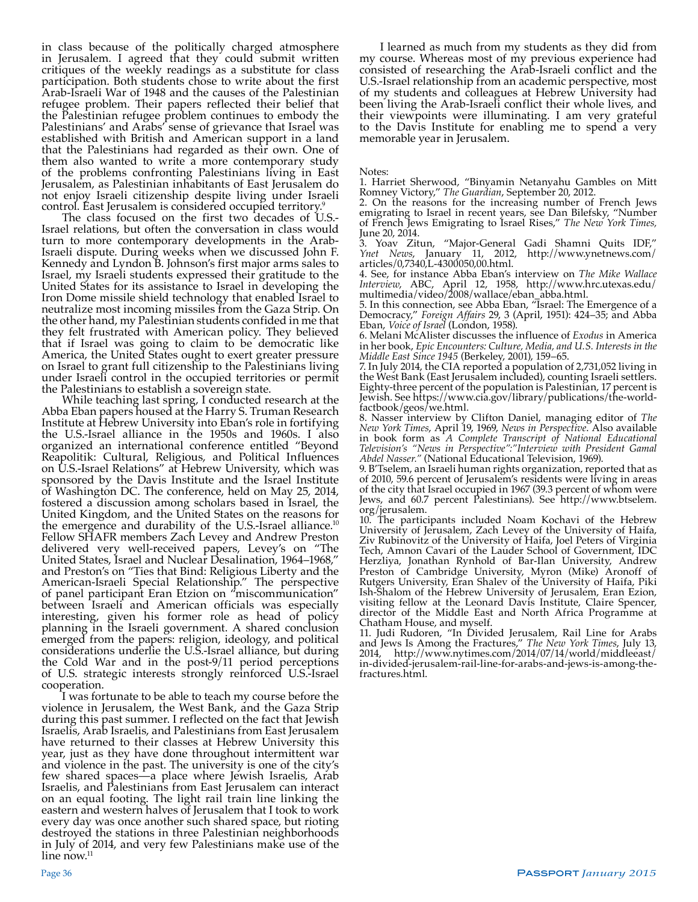in class because of the politically charged atmosphere in Jerusalem. I agreed that they could submit written critiques of the weekly readings as a substitute for class participation. Both students chose to write about the first Arab-Israeli War of 1948 and the causes of the Palestinian refugee problem. Their papers reflected their belief that the Palestinian refugee problem continues to embody the Palestinians' and Arabs' sense of grievance that Israel was established with British and American support in a land that the Palestinians had regarded as their own. One of them also wanted to write a more contemporary study of the problems confronting Palestinians living in East Jerusalem, as Palestinian inhabitants of East Jerusalem do not enjoy Israeli citizenship despite living under Israeli control. East Jerusalem is considered occupied territory.[9]

The class focused on the first two decades of U.S.-Israel relations, but often the conversation in class would turn to more contemporary developments in the Arab-Israeli dispute. During weeks when we discussed John F. Kennedy and Lyndon B. Johnson's first major arms sales to Israel, my Israeli students expressed their gratitude to the United States for its assistance to Israel in developing the Iron Dome missile shield technology that enabled Israel to neutralize most incoming missiles from the Gaza Strip. On the other hand, my Palestinian students confided in me that they felt frustrated with American policy. They believed that if Israel was going to claim to be democratic like America, the United States ought to exert greater pressure on Israel to grant full citizenship to the Palestinians living under Israeli control in the occupied territories or permit the Palestinians to establish a sovereign state.

While teaching last spring, I conducted research at the Abba Eban papers housed at the Harry S. Truman Research Institute at Hebrew University into Eban's role in fortifying the U.S.-Israel alliance in the 1950s and 1960s. I also organized an international conference entitled "Beyond Reapolitik: Cultural, Religious, and Political Influences on U.S.-Israel Relations" at Hebrew University, which was sponsored by the Davis Institute and the Israel Institute of Washington DC. The conference, held on May 25, 2014, fostered a discussion among scholars based in Israel, the United Kingdom, and the United States on the reasons for the emergence and durability of the U.S.-Israel alliance.[10] Fellow SHAFR members Zach Levey and Andrew Preston delivered very well-received papers, Levey's on "The United States, Israel and Nuclear Desalination, 1964–1968," and Preston's on "Ties that Bind: Religious Liberty and the American-Israeli Special Relationship." The perspective of panel participant Eran Etzion on "miscommunication" between Israeli and American officials was especially interesting, given his former role as head of policy planning in the Israeli government. A shared conclusion emerged from the papers: religion, ideology, and political considerations underlie the U.S.-Israel alliance, but during the Cold War and in the post-9/11 period perceptions of U.S. strategic interests strongly reinforced U.S.-Israel cooperation.

I was fortunate to be able to teach my course before the violence in Jerusalem, the West Bank, and the Gaza Strip during this past summer. I reflected on the fact that Jewish Israelis, Arab Israelis, and Palestinians from East Jerusalem have returned to their classes at Hebrew University this year, just as they have done throughout intermittent war and violence in the past. The university is one of the city's few shared spaces—a place where Jewish Israelis, Arab Israelis, and Palestinians from East Jerusalem can interact on an equal footing. The light rail train line linking the eastern and western halves of Jerusalem that I took to work every day was once another such shared space, but rioting destroyed the stations in three Palestinian neighborhoods in July of 2014, and very few Palestinians make use of the line now.[11]

I learned as much from my students as they did from my course. Whereas most of my previous experience had consisted of researching the Arab-Israeli conflict and the U.S.-Israel relationship from an academic perspective, most of my students and colleagues at Hebrew University had been living the Arab-Israeli conflict their whole lives, and their viewpoints were illuminating. I am very grateful to the Davis Institute for enabling me to spend a very memorable year in Jerusalem.

Notes:

1. Harriet Sherwood, "Binyamin Netanyahu Gambles on Mitt Romney Victory," *The Guardian*, September 20, 2012.
2. On the reasons for the increasing number of French Jews emigrating to Israel in recent years, see Dan Bilefsky, "Number of French Jews Emigrating to Israel Rises," *The New York Times*, June 20, 2014.
3. Yoav Zitun, "Major-General Gadi Shamni Quits IDF," *Ynet News*, January 11, 2012, http://www.ynetnews.com/articles/0,7340,L-4300050,00.html.
4. See, for instance Abba Eban's interview on *The Mike Wallace Interview*, ABC, April 12, 1958, http://www.hrc.utexas.edu/multimedia/video/2008/wallace/eban_abba.html.
5. In this connection, see Abba Eban, "Israel: The Emergence of a Democracy," *Foreign Affairs* 29, 3 (April, 1951): 424–35; and Abba Eban, *Voice of Israel* (London, 1958).
6. Melani McAlister discusses the influence of *Exodus* in America in her book, *Epic Encounters: Culture, Media, and U.S. Interests in the Middle East Since 1945* (Berkeley, 2001), 159–65.
7. In July 2014, the CIA reported a population of 2,731,052 living in the West Bank (East Jerusalem included), counting Israeli settlers. Eighty-three percent of the population is Palestinian, 17 percent is Jewish. See https://www.cia.gov/library/publications/the-world-factbook/geos/we.html.
8. Nasser interview by Clifton Daniel, managing editor of *The New York Times*, April 19, 1969, *News in Perspective*. Also available in book form as *A Complete Transcript of National Educational Television's "News in Perspective":"Interview with President Gamal Abdel Nasser."* (National Educational Television, 1969).
9. B'Tselem, an Israeli human rights organization, reported that as of 2010, 59.6 percent of Jerusalem's residents were living in areas of the city that Israel occupied in 1967 (39.3 percent of whom were Jews, and 60.7 percent Palestinians). See http://www.btselem.org/jerusalem.
10. The participants included Noam Kochavi of the Hebrew University of Jerusalem, Zach Levey of the University of Haifa, Ziv Rubinovitz of the University of Haifa, Joel Peters of Virginia Tech, Amnon Cavari of the Lauder School of Government, IDC Herzliya, Jonathan Rynhold of Bar-Ilan University, Andrew Preston of Cambridge University, Myron (Mike) Aronoff of Rutgers University, Eran Shalev of the University of Haifa, Piki Ish-Shalom of the Hebrew University of Jerusalem, Eran Ezion, visiting fellow at the Leonard Davis Institute, Claire Spencer, director of the Middle East and North Africa Programme at Chatham House, and myself.
11. Judi Rudoren, "In Divided Jerusalem, Rail Line for Arabs and Jews Is Among the Fractures," *The New York Times*, July 13, 2014, http://www.nytimes.com/2014/07/14/world/middleeast/in-divided-jerusalem-rail-line-for-arabs-and-jews-is-among-the-fractures.html.